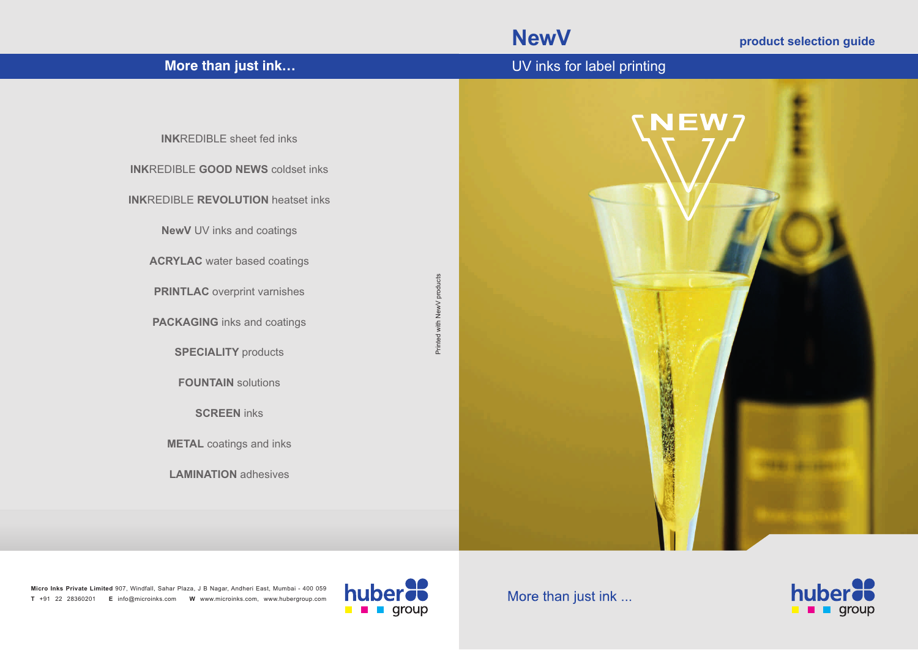## More than just ink…

**INK**REDIBLE sheet fed inks

**INK**REDIBLE **GOOD NEWS** coldset inks

**INK**REDIBLE **REVOLUTION** heatset inks

**NewV** UV inks and coatings

**ACRYLAC** water based coatings

**PRINTLAC** overprint varnishes

**PACKAGING** inks and coatings

**SPECIALITY** products

**FOUNTAIN** solutions

**SCREEN** inks

**METAL** coatings and inks

**LAMINATION** adhesives

Printed with NewV products

**Micro Inks Private Limited** 907, Windfall, Sahar Plaza, J B Nagar, Andheri East, Mumbai - 400 059
**T** +91 22 28360201 **E** info@microinks.com **W** www.microinks.com, www.hubergroup.com

huber group

# NewV

**product selection guide**

## UV inks for label printing

NEW V

More than just ink ...

huber group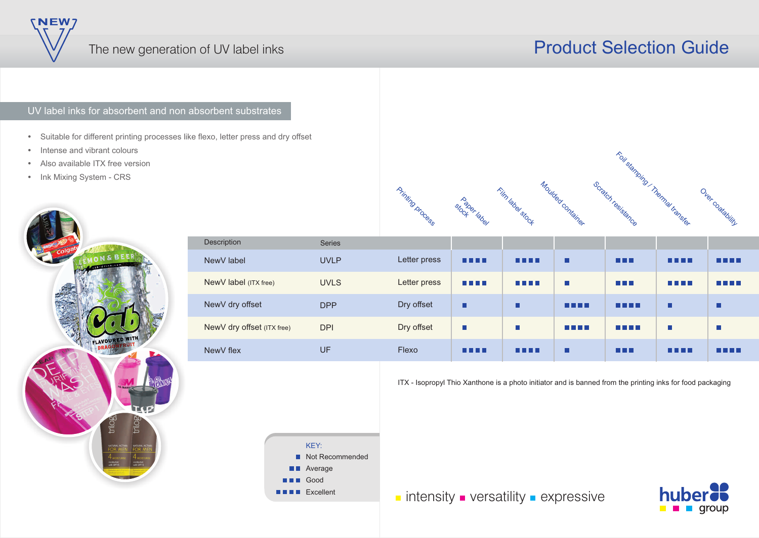# NEW V

The new generation of UV label inks

# Product Selection Guide

## UV label inks for absorbent and non absorbent substrates

- Suitable for different printing processes like flexo, letter press and dry offset
- Intense and vibrant colours
- Also available ITX free version
- Ink Mixing System - CRS

| Description | Series | Printing process | Paper label stock | Film label stock | Moulded container | Scratch resistance | Foil stamping / Thermal transfer | Over coatability |
|---|---|---|---|---|---|---|---|---|
| NewV label | UVLP | Letter press | ■■■■ | ■■■■ | ■ | ■■■ | ■■■■ | ■■■■ |
| NewV label (ITX free) | UVLS | Letter press | ■■■■ | ■■■■ | ■ | ■■■ | ■■■■ | ■■■■ |
| NewV dry offset | DPP | Dry offset | ■ | ■ | ■■■■ | ■■■■ | ■ | ■ |
| NewV dry offset (ITX free) | DPI | Dry offset | ■ | ■ | ■■■■ | ■■■■ | ■ | ■ |
| NewV flex | UF | Flexo | ■■■■ | ■■■■ | ■ | ■■■ | ■■■■ | ■■■■ |

ITX - Isopropyl Thio Xanthone is a photo initiator and is banned from the printing inks for food packaging

KEY:
- ■ Not Recommended
- ■■ Average
- ■■■ Good
- ■■■■ Excellent

intensity ■ versatility ■ expressive

huber group